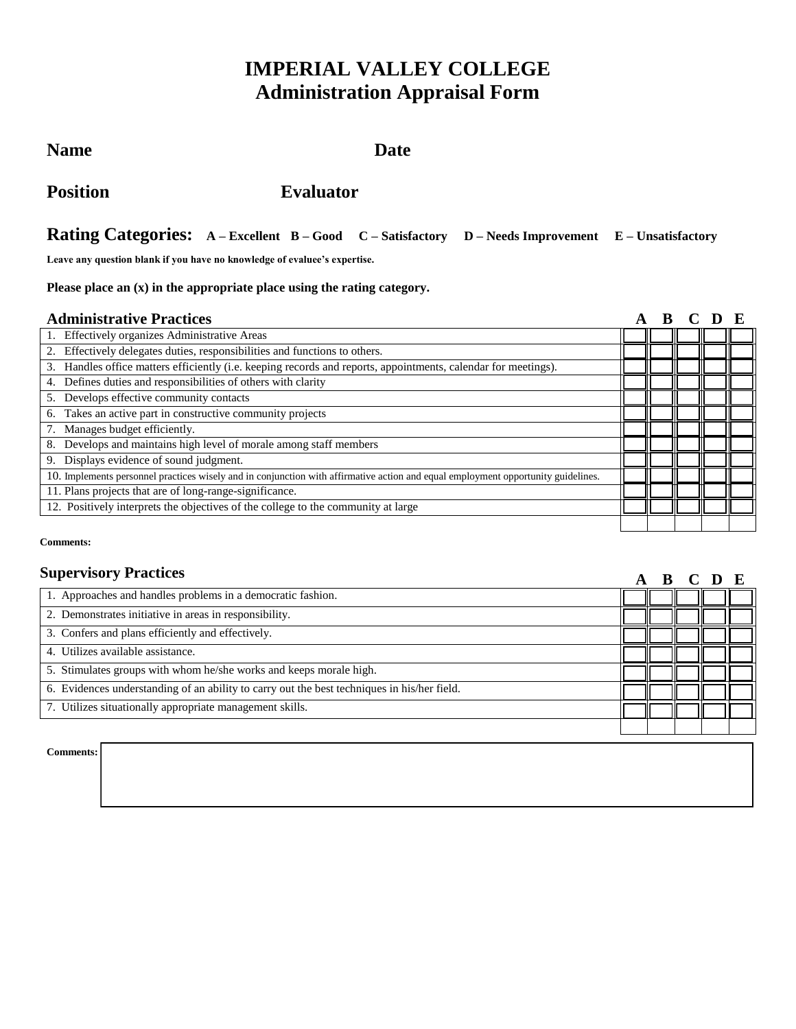# IMPERIAL VALLEY COLLEGE
## Administration Appraisal Form

**Name** **Date**

**Position** **Evaluator**

**Rating Categories:** **A – Excellent** **B – Good** **C – Satisfactory** **D – Needs Improvement** **E – Unsatisfactory**

**Leave any question blank if you have no knowledge of evaluee's expertise.**

**Please place an (x) in the appropriate place using the rating category.**

### Administrative Practices

| Administrative Practices | A | B | C | D | E |
|---|---|---|---|---|---|
| 1. Effectively organizes Administrative Areas | | | | | |
| 2. Effectively delegates duties, responsibilities and functions to others. | | | | | |
| 3. Handles office matters efficiently (i.e. keeping records and reports, appointments, calendar for meetings). | | | | | |
| 4. Defines duties and responsibilities of others with clarity | | | | | |
| 5. Develops effective community contacts | | | | | |
| 6. Takes an active part in constructive community projects | | | | | |
| 7. Manages budget efficiently. | | | | | |
| 8. Develops and maintains high level of morale among staff members | | | | | |
| 9. Displays evidence of sound judgment. | | | | | |
| 10. Implements personnel practices wisely and in conjunction with affirmative action and equal employment opportunity guidelines. | | | | | |
| 11. Plans projects that are of long-range-significance. | | | | | |
| 12. Positively interprets the objectives of the college to the community at large | | | | | |

**Comments:**

### Supervisory Practices

| Supervisory Practices | A | B | C | D | E |
|---|---|---|---|---|---|
| 1. Approaches and handles problems in a democratic fashion. | | | | | |
| 2. Demonstrates initiative in areas in responsibility. | | | | | |
| 3. Confers and plans efficiently and effectively. | | | | | |
| 4. Utilizes available assistance. | | | | | |
| 5. Stimulates groups with whom he/she works and keeps morale high. | | | | | |
| 6. Evidences understanding of an ability to carry out the best techniques in his/her field. | | | | | |
| 7. Utilizes situationally appropriate management skills. | | | | | |

**Comments:**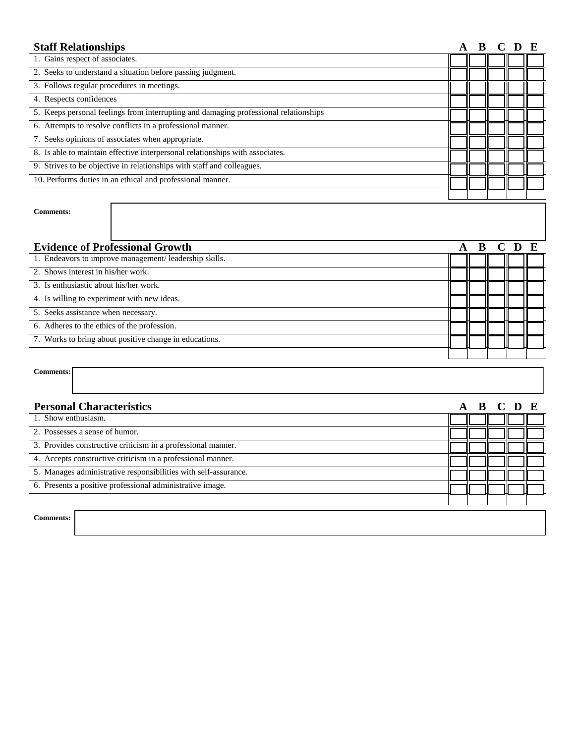| Staff Relationships | A | B | C | D | E |
|---|---|---|---|---|---|
| 1. Gains respect of associates. | | | | | |
| 2. Seeks to understand a situation before passing judgment. | | | | | |
| 3. Follows regular procedures in meetings. | | | | | |
| 4. Respects confidences | | | | | |
| 5. Keeps personal feelings from interrupting and damaging professional relationships | | | | | |
| 6. Attempts to resolve conflicts in a professional manner. | | | | | |
| 7. Seeks opinions of associates when appropriate. | | | | | |
| 8. Is able to maintain effective interpersonal relationships with associates. | | | | | |
| 9. Strives to be objective in relationships with staff and colleagues. | | | | | |
| 10. Performs duties in an ethical and professional manner. | | | | | |

**Comments:**

| Evidence of Professional Growth | A | B | C | D | E |
|---|---|---|---|---|---|
| 1. Endeavors to improve management/ leadership skills. | | | | | |
| 2. Shows interest in his/her work. | | | | | |
| 3. Is enthusiastic about his/her work. | | | | | |
| 4. Is willing to experiment with new ideas. | | | | | |
| 5. Seeks assistance when necessary. | | | | | |
| 6. Adheres to the ethics of the profession. | | | | | |
| 7. Works to bring about positive change in educations. | | | | | |

**Comments:**

| Personal Characteristics | A | B | C | D | E |
|---|---|---|---|---|---|
| 1. Show enthusiasm. | | | | | |
| 2. Possesses a sense of humor. | | | | | |
| 3. Provides constructive criticism in a professional manner. | | | | | |
| 4. Accepts constructive criticism in a professional manner. | | | | | |
| 5. Manages administrative responsibilities with self-assurance. | | | | | |
| 6. Presents a positive professional administrative image. | | | | | |

**Comments:**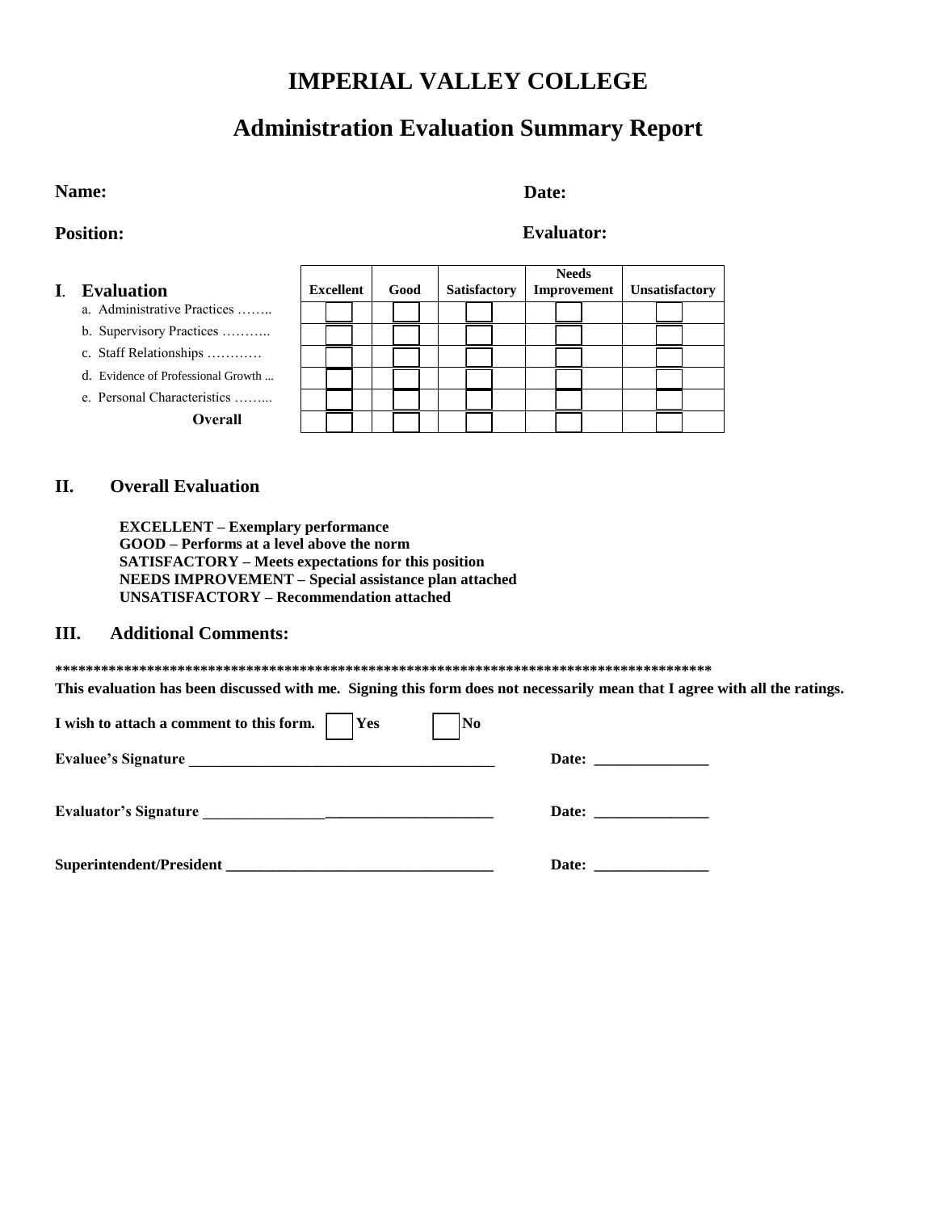# IMPERIAL VALLEY COLLEGE

## Administration Evaluation Summary Report

**Name:** **Date:**

**Position:** **Evaluator:**

### I. Evaluation

| | Excellent | Good | Satisfactory | Needs Improvement | Unsatisfactory |
|---|---|---|---|---|---|
| a. Administrative Practices …….. | ☐ | ☐ | ☐ | ☐ | ☐ |
| b. Supervisory Practices ……….. | ☐ | ☐ | ☐ | ☐ | ☐ |
| c. Staff Relationships ………… | ☐ | ☐ | ☐ | ☐ | ☐ |
| d. Evidence of Professional Growth ... | ☐ | ☐ | ☐ | ☐ | ☐ |
| e. Personal Characteristics ……... | ☐ | ☐ | ☐ | ☐ | ☐ |
| **Overall** | ☐ | ☐ | ☐ | ☐ | ☐ |

### II. Overall Evaluation

**EXCELLENT – Exemplary performance**
**GOOD – Performs at a level above the norm**
**SATISFACTORY – Meets expectations for this position**
**NEEDS IMPROVEMENT – Special assistance plan attached**
**UNSATISFACTORY – Recommendation attached**

### III. Additional Comments:

**************************************************************************************************

**This evaluation has been discussed with me. Signing this form does not necessarily mean that I agree with all the ratings.**

**I wish to attach a comment to this form.** ☐ **Yes** ☐ **No**

**Evaluee's Signature** ________________________________________ **Date:** _______________

**Evaluator's Signature** ________________________________________ **Date:** _______________

**Superintendent/President** ___________________________________ **Date:** _______________